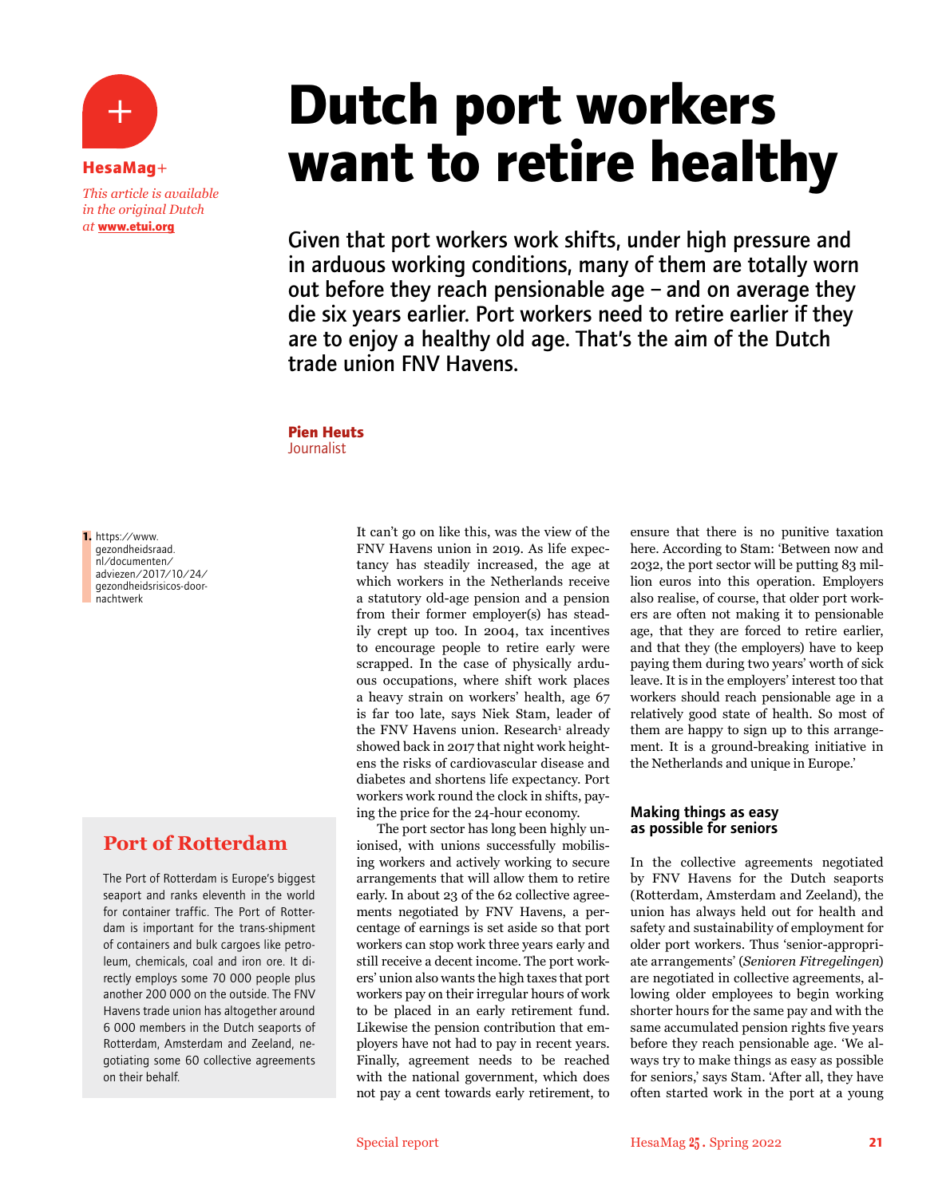HesaMag+

*This article is available in the original Dutch at* **www.etui.org**

# Dutch port workers want to retire healthy

**Given that port workers work shifts, under high pressure and in arduous working conditions, many of them are totally worn out before they reach pensionable age – and on average they die six years earlier. Port workers need to retire earlier if they are to enjoy a healthy old age. That's the aim of the Dutch trade union FNV Havens.**

**Pien Heuts**
Journalist

It can't go on like this, was the view of the FNV Havens union in 2019. As life expectancy has steadily increased, the age at which workers in the Netherlands receive a statutory old-age pension and a pension from their former employer(s) has steadily crept up too. In 2004, tax incentives to encourage people to retire early were scrapped. In the case of physically arduous occupations, where shift work places a heavy strain on workers' health, age 67 is far too late, says Niek Stam, leader of the FNV Havens union. Research[1] already showed back in 2017 that night work heightens the risks of cardiovascular disease and diabetes and shortens life expectancy. Port workers work round the clock in shifts, paying the price for the 24-hour economy.

The port sector has long been highly unionised, with unions successfully mobilising workers and actively working to secure arrangements that will allow them to retire early. In about 23 of the 62 collective agreements negotiated by FNV Havens, a percentage of earnings is set aside so that port workers can stop work three years early and still receive a decent income. The port workers' union also wants the high taxes that port workers pay on their irregular hours of work to be placed in an early retirement fund. Likewise the pension contribution that employers have not had to pay in recent years. Finally, agreement needs to be reached with the national government, which does not pay a cent towards early retirement, to ensure that there is no punitive taxation here. According to Stam: 'Between now and 2032, the port sector will be putting 83 million euros into this operation. Employers also realise, of course, that older port workers are often not making it to pensionable age, that they are forced to retire earlier, and that they (the employers) have to keep paying them during two years' worth of sick leave. It is in the employers' interest too that workers should reach pensionable age in a relatively good state of health. So most of them are happy to sign up to this arrangement. It is a ground-breaking initiative in the Netherlands and unique in Europe.'

### Making things as easy as possible for seniors

In the collective agreements negotiated by FNV Havens for the Dutch seaports (Rotterdam, Amsterdam and Zeeland), the union has always held out for health and safety and sustainability of employment for older port workers. Thus 'senior-appropriate arrangements' (*Senioren Fitregelingen*) are negotiated in collective agreements, allowing older employees to begin working shorter hours for the same pay and with the same accumulated pension rights five years before they reach pensionable age. 'We always try to make things as easy as possible for seniors,' says Stam. 'After all, they have often started work in the port at a young

---

## Port of Rotterdam

The Port of Rotterdam is Europe's biggest seaport and ranks eleventh in the world for container traffic. The Port of Rotterdam is important for the trans-shipment of containers and bulk cargoes like petroleum, chemicals, coal and iron ore. It directly employs some 70 000 people plus another 200 000 on the outside. The FNV Havens trade union has altogether around 6 000 members in the Dutch seaports of Rotterdam, Amsterdam and Zeeland, negotiating some 60 collective agreements on their behalf.

---

1. https://www.gezondheidsraad.nl/documenten/adviezen/2017/10/24/gezondheidsrisicos-door-nachtwerk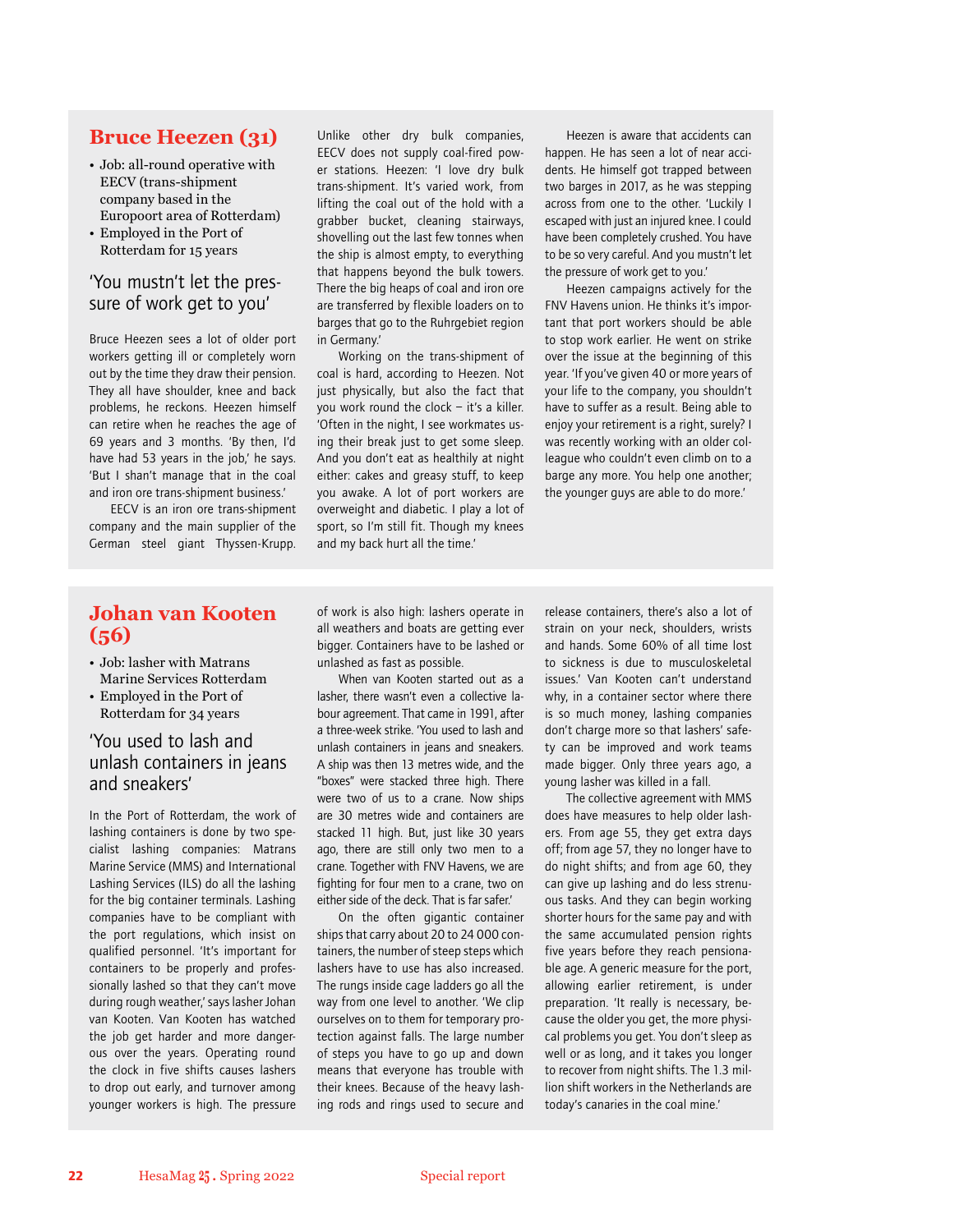## Bruce Heezen (31)

- Job: all-round operative with EECV (trans-shipment company based in the Europoort area of Rotterdam)
- Employed in the Port of Rotterdam for 15 years

### 'You mustn't let the pressure of work get to you'

Bruce Heezen sees a lot of older port workers getting ill or completely worn out by the time they draw their pension. They all have shoulder, knee and back problems, he reckons. Heezen himself can retire when he reaches the age of 69 years and 3 months. 'By then, I'd have had 53 years in the job,' he says. 'But I shan't manage that in the coal and iron ore trans-shipment business.'

EECV is an iron ore trans-shipment company and the main supplier of the German steel giant Thyssen-Krupp. Unlike other dry bulk companies, EECV does not supply coal-fired power stations. Heezen: 'I love dry bulk trans-shipment. It's varied work, from lifting the coal out of the hold with a grabber bucket, cleaning stairways, shovelling out the last few tonnes when the ship is almost empty, to everything that happens beyond the bulk towers. There the big heaps of coal and iron ore are transferred by flexible loaders on to barges that go to the Ruhrgebiet region in Germany.'

Working on the trans-shipment of coal is hard, according to Heezen. Not just physically, but also the fact that you work round the clock – it's a killer. 'Often in the night, I see workmates using their break just to get some sleep. And you don't eat as healthily at night either: cakes and greasy stuff, to keep you awake. A lot of port workers are overweight and diabetic. I play a lot of sport, so I'm still fit. Though my knees and my back hurt all the time.'

Heezen is aware that accidents can happen. He has seen a lot of near accidents. He himself got trapped between two barges in 2017, as he was stepping across from one to the other. 'Luckily I escaped with just an injured knee. I could have been completely crushed. You have to be so very careful. And you mustn't let the pressure of work get to you.'

Heezen campaigns actively for the FNV Havens union. He thinks it's important that port workers should be able to stop work earlier. He went on strike over the issue at the beginning of this year. 'If you've given 40 or more years of your life to the company, you shouldn't have to suffer as a result. Being able to enjoy your retirement is a right, surely? I was recently working with an older colleague who couldn't even climb on to a barge any more. You help one another; the younger guys are able to do more.'

## Johan van Kooten (56)

- Job: lasher with Matrans Marine Services Rotterdam
- Employed in the Port of Rotterdam for 34 years

### 'You used to lash and unlash containers in jeans and sneakers'

In the Port of Rotterdam, the work of lashing containers is done by two specialist lashing companies: Matrans Marine Service (MMS) and International Lashing Services (ILS) do all the lashing for the big container terminals. Lashing companies have to be compliant with the port regulations, which insist on qualified personnel. 'It's important for containers to be properly and professionally lashed so that they can't move during rough weather,' says lasher Johan van Kooten. Van Kooten has watched the job get harder and more dangerous over the years. Operating round the clock in five shifts causes lashers to drop out early, and turnover among younger workers is high. The pressure of work is also high: lashers operate in all weathers and boats are getting ever bigger. Containers have to be lashed or unlashed as fast as possible.

When van Kooten started out as a lasher, there wasn't even a collective labour agreement. That came in 1991, after a three-week strike. 'You used to lash and unlash containers in jeans and sneakers. A ship was then 13 metres wide, and the "boxes" were stacked three high. There were two of us to a crane. Now ships are 30 metres wide and containers are stacked 11 high. But, just like 30 years ago, there are still only two men to a crane. Together with FNV Havens, we are fighting for four men to a crane, two on either side of the deck. That is far safer.'

On the often gigantic container ships that carry about 20 to 24 000 containers, the number of steep steps which lashers have to use has also increased. The rungs inside cage ladders go all the way from one level to another. 'We clip ourselves on to them for temporary protection against falls. The large number of steps you have to go up and down means that everyone has trouble with their knees. Because of the heavy lashing rods and rings used to secure and release containers, there's also a lot of strain on your neck, shoulders, wrists and hands. Some 60% of all time lost to sickness is due to musculoskeletal issues.' Van Kooten can't understand why, in a container sector where there is so much money, lashing companies don't charge more so that lashers' safety can be improved and work teams made bigger. Only three years ago, a young lasher was killed in a fall.

The collective agreement with MMS does have measures to help older lashers. From age 55, they get extra days off; from age 57, they no longer have to do night shifts; and from age 60, they can give up lashing and do less strenuous tasks. And they can begin working shorter hours for the same pay and with the same accumulated pension rights five years before they reach pensionable age. A generic measure for the port, allowing earlier retirement, is under preparation. 'It really is necessary, because the older you get, the more physical problems you get. You don't sleep as well or as long, and it takes you longer to recover from night shifts. The 1.3 million shift workers in the Netherlands are today's canaries in the coal mine.'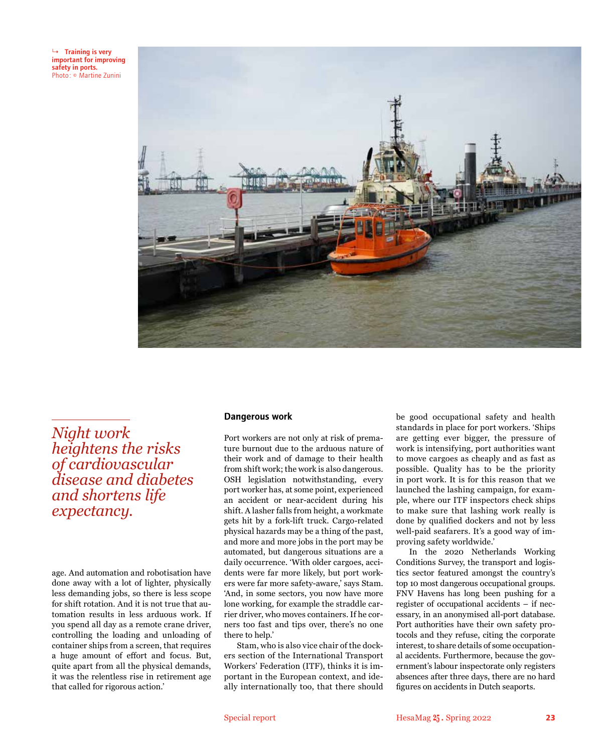↳ **Training is very important for improving safety in ports.**
Photo: © Martine Zunini

*Night work heightens the risks of cardiovascular disease and diabetes and shortens life expectancy.*

age. And automation and robotisation have done away with a lot of lighter, physically less demanding jobs, so there is less scope for shift rotation. And it is not true that automation results in less arduous work. If you spend all day as a remote crane driver, controlling the loading and unloading of container ships from a screen, that requires a huge amount of effort and focus. But, quite apart from all the physical demands, it was the relentless rise in retirement age that called for rigorous action.'

### Dangerous work

Port workers are not only at risk of premature burnout due to the arduous nature of their work and of damage to their health from shift work; the work is also dangerous. OSH legislation notwithstanding, every port worker has, at some point, experienced an accident or near-accident during his shift. A lasher falls from height, a workmate gets hit by a fork-lift truck. Cargo-related physical hazards may be a thing of the past, and more and more jobs in the port may be automated, but dangerous situations are a daily occurrence. 'With older cargoes, accidents were far more likely, but port workers were far more safety-aware,' says Stam. 'And, in some sectors, you now have more lone working, for example the straddle carrier driver, who moves containers. If he corners too fast and tips over, there's no one there to help.'

Stam, who is also vice chair of the dockers section of the International Transport Workers' Federation (ITF), thinks it is important in the European context, and ideally internationally too, that there should be good occupational safety and health standards in place for port workers. 'Ships are getting ever bigger, the pressure of work is intensifying, port authorities want to move cargoes as cheaply and as fast as possible. Quality has to be the priority in port work. It is for this reason that we launched the lashing campaign, for example, where our ITF inspectors check ships to make sure that lashing work really is done by qualified dockers and not by less well-paid seafarers. It's a good way of improving safety worldwide.'

In the 2020 Netherlands Working Conditions Survey, the transport and logistics sector featured amongst the country's top 10 most dangerous occupational groups. FNV Havens has long been pushing for a register of occupational accidents – if necessary, in an anonymised all-port database. Port authorities have their own safety protocols and they refuse, citing the corporate interest, to share details of some occupational accidents. Furthermore, because the government's labour inspectorate only registers absences after three days, there are no hard figures on accidents in Dutch seaports.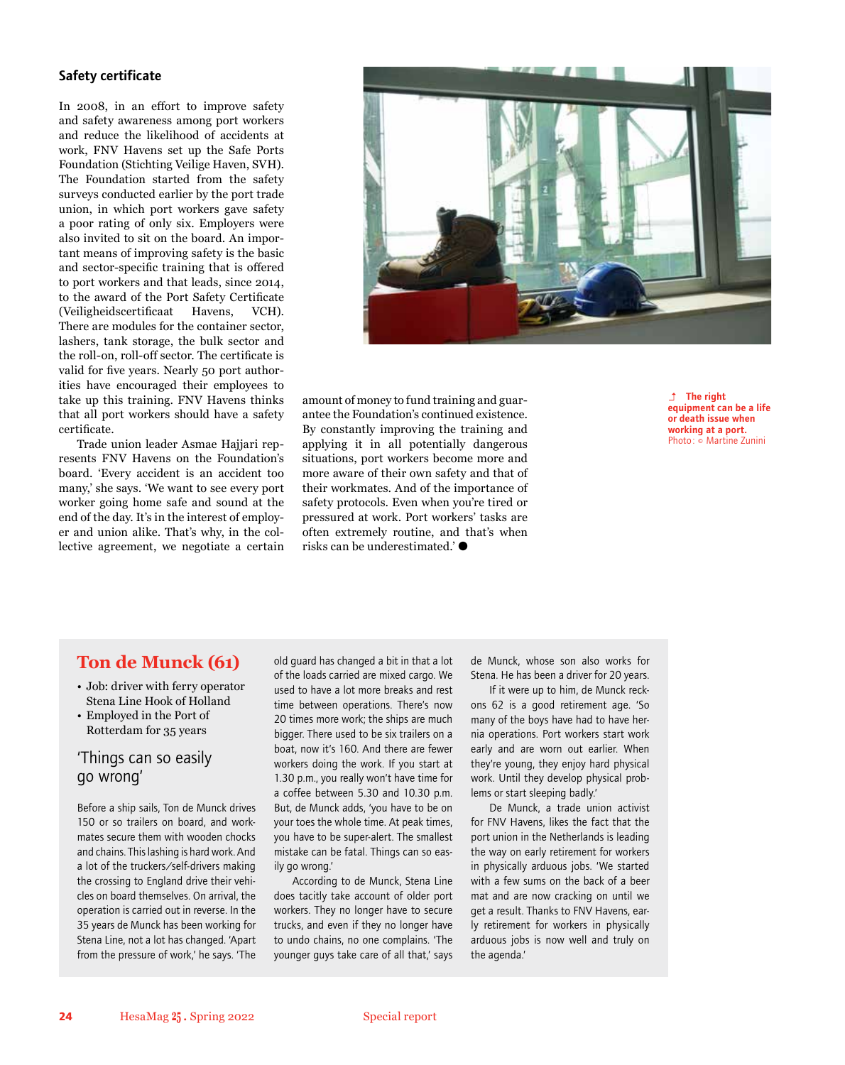### Safety certificate

In 2008, in an effort to improve safety and safety awareness among port workers and reduce the likelihood of accidents at work, FNV Havens set up the Safe Ports Foundation (Stichting Veilige Haven, SVH). The Foundation started from the safety surveys conducted earlier by the port trade union, in which port workers gave safety a poor rating of only six. Employers were also invited to sit on the board. An important means of improving safety is the basic and sector-specific training that is offered to port workers and that leads, since 2014, to the award of the Port Safety Certificate (Veiligheidscertificaat Havens, VCH). There are modules for the container sector, lashers, tank storage, the bulk sector and the roll-on, roll-off sector. The certificate is valid for five years. Nearly 50 port authorities have encouraged their employees to take up this training. FNV Havens thinks that all port workers should have a safety certificate.

Trade union leader Asmae Hajjari represents FNV Havens on the Foundation's board. 'Every accident is an accident too many,' she says. 'We want to see every port worker going home safe and sound at the end of the day. It's in the interest of employer and union alike. That's why, in the collective agreement, we negotiate a certain amount of money to fund training and guarantee the Foundation's continued existence. By constantly improving the training and applying it in all potentially dangerous situations, port workers become more and more aware of their own safety and that of their workmates. And of the importance of safety protocols. Even when you're tired or pressured at work. Port workers' tasks are often extremely routine, and that's when risks can be underestimated.' ●

**The right equipment can be a life or death issue when working at a port.**
Photo: © Martine Zunini

## Ton de Munck (61)

- Job: driver with ferry operator Stena Line Hook of Holland
- Employed in the Port of Rotterdam for 35 years

### 'Things can so easily go wrong'

Before a ship sails, Ton de Munck drives 150 or so trailers on board, and workmates secure them with wooden chocks and chains. This lashing is hard work. And a lot of the truckers/self-drivers making the crossing to England drive their vehicles on board themselves. On arrival, the operation is carried out in reverse. In the 35 years de Munck has been working for Stena Line, not a lot has changed. 'Apart from the pressure of work,' he says. 'The old guard has changed a bit in that a lot of the loads carried are mixed cargo. We used to have a lot more breaks and rest time between operations. There's now 20 times more work; the ships are much bigger. There used to be six trailers on a boat, now it's 160. And there are fewer workers doing the work. If you start at 1.30 p.m., you really won't have time for a coffee between 5.30 and 10.30 p.m. But, de Munck adds, 'you have to be on your toes the whole time. At peak times, you have to be super-alert. The smallest mistake can be fatal. Things can so easily go wrong.'

According to de Munck, Stena Line does tacitly take account of older port workers. They no longer have to secure trucks, and even if they no longer have to undo chains, no one complains. 'The younger guys take care of all that,' says de Munck, whose son also works for Stena. He has been a driver for 20 years.

If it were up to him, de Munck reckons 62 is a good retirement age. 'So many of the boys have had to have hernia operations. Port workers start work early and are worn out earlier. When they're young, they enjoy hard physical work. Until they develop physical problems or start sleeping badly.'

De Munck, a trade union activist for FNV Havens, likes the fact that the port union in the Netherlands is leading the way on early retirement for workers in physically arduous jobs. 'We started with a few sums on the back of a beer mat and are now cracking on until we get a result. Thanks to FNV Havens, early retirement for workers in physically arduous jobs is now well and truly on the agenda.'